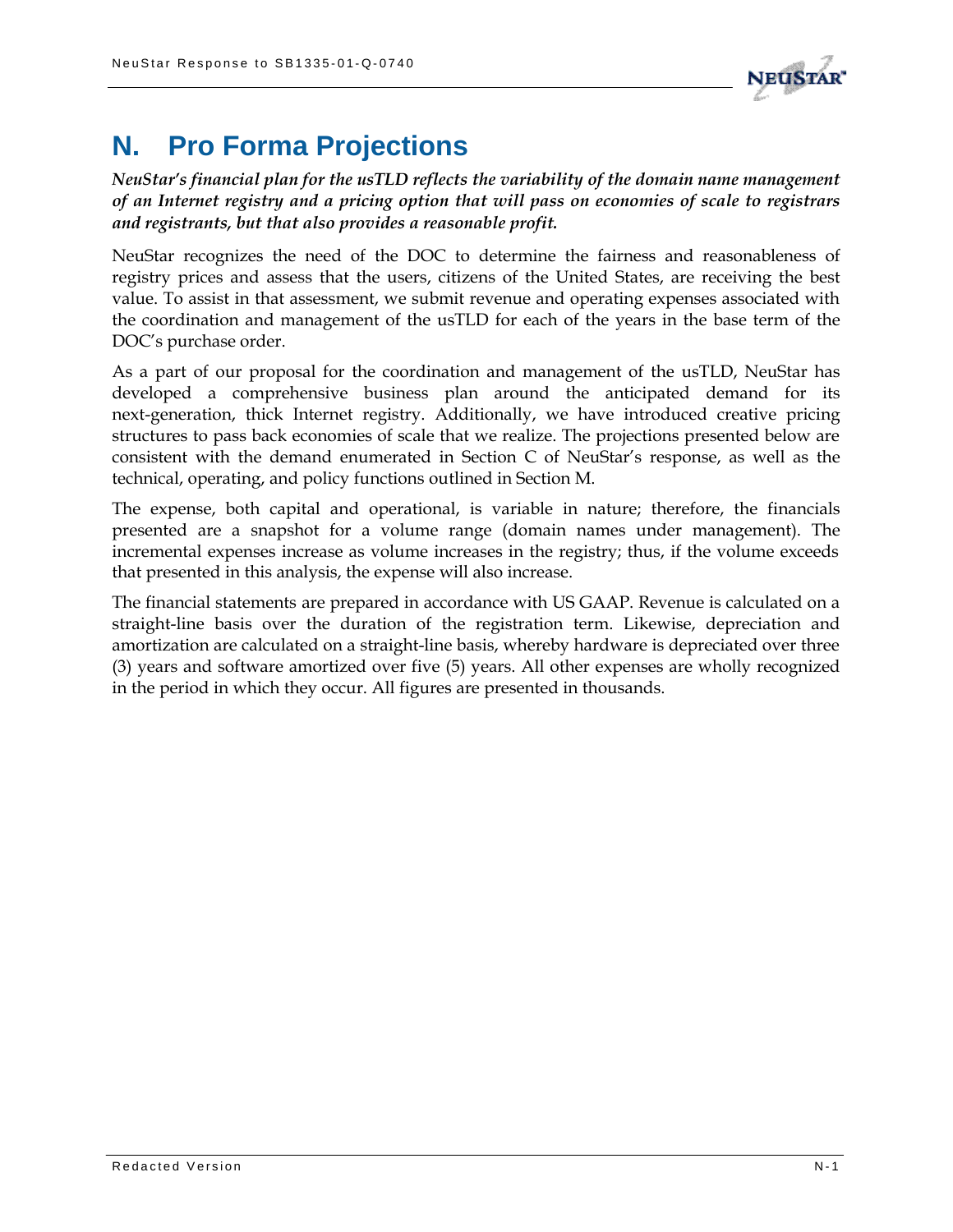# N. Pro Forma Projections

***NeuStar's financial plan for the usTLD reflects the variability of the domain name management of an Internet registry and a pricing option that will pass on economies of scale to registrars and registrants, but that also provides a reasonable profit.***

NeuStar recognizes the need of the DOC to determine the fairness and reasonableness of registry prices and assess that the users, citizens of the United States, are receiving the best value. To assist in that assessment, we submit revenue and operating expenses associated with the coordination and management of the usTLD for each of the years in the base term of the DOC's purchase order.

As a part of our proposal for the coordination and management of the usTLD, NeuStar has developed a comprehensive business plan around the anticipated demand for its next-generation, thick Internet registry. Additionally, we have introduced creative pricing structures to pass back economies of scale that we realize. The projections presented below are consistent with the demand enumerated in Section C of NeuStar's response, as well as the technical, operating, and policy functions outlined in Section M.

The expense, both capital and operational, is variable in nature; therefore, the financials presented are a snapshot for a volume range (domain names under management). The incremental expenses increase as volume increases in the registry; thus, if the volume exceeds that presented in this analysis, the expense will also increase.

The financial statements are prepared in accordance with US GAAP. Revenue is calculated on a straight-line basis over the duration of the registration term. Likewise, depreciation and amortization are calculated on a straight-line basis, whereby hardware is depreciated over three (3) years and software amortized over five (5) years. All other expenses are wholly recognized in the period in which they occur. All figures are presented in thousands.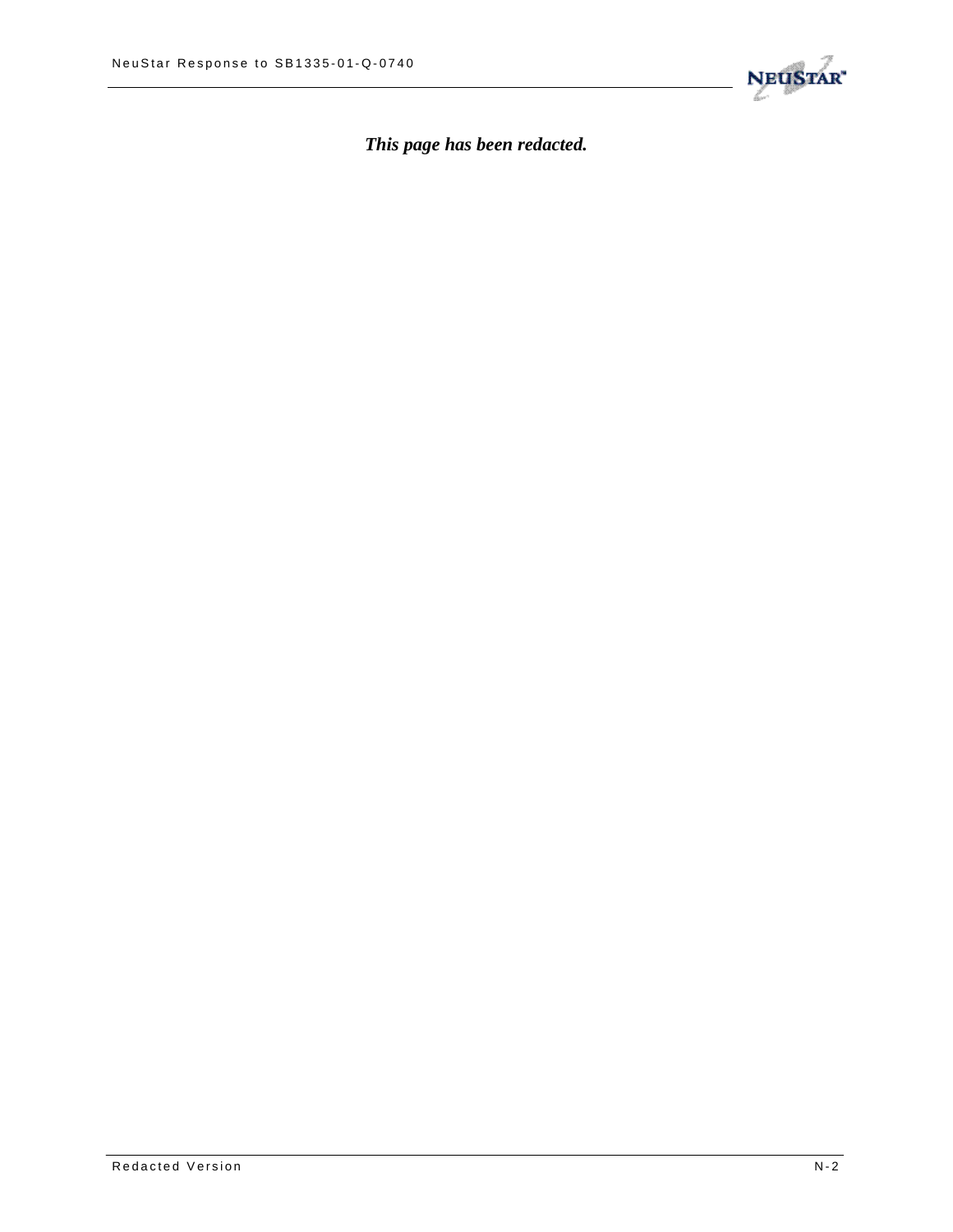***This page has been redacted.***